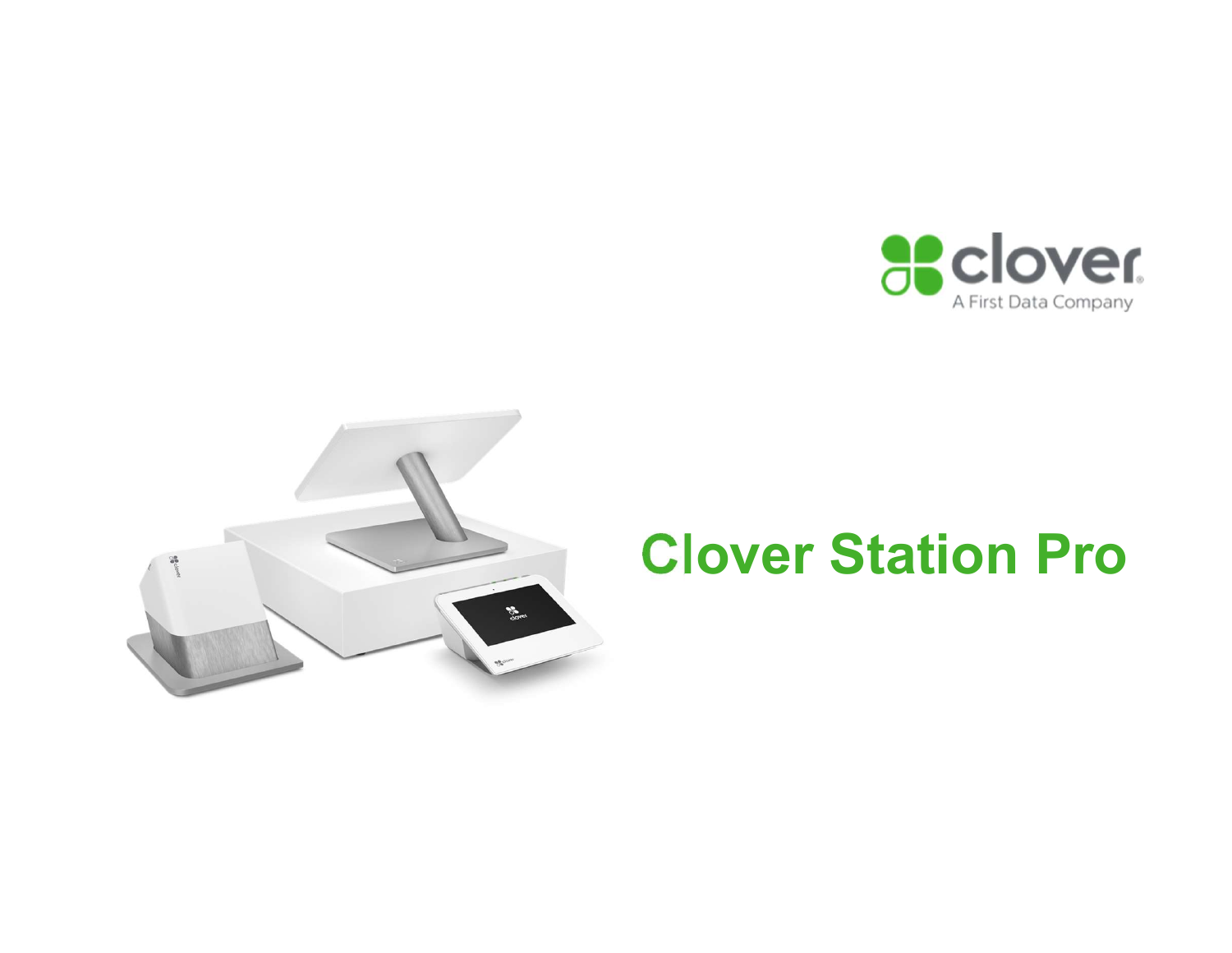clover

A First Data Company

# Clover Station Pro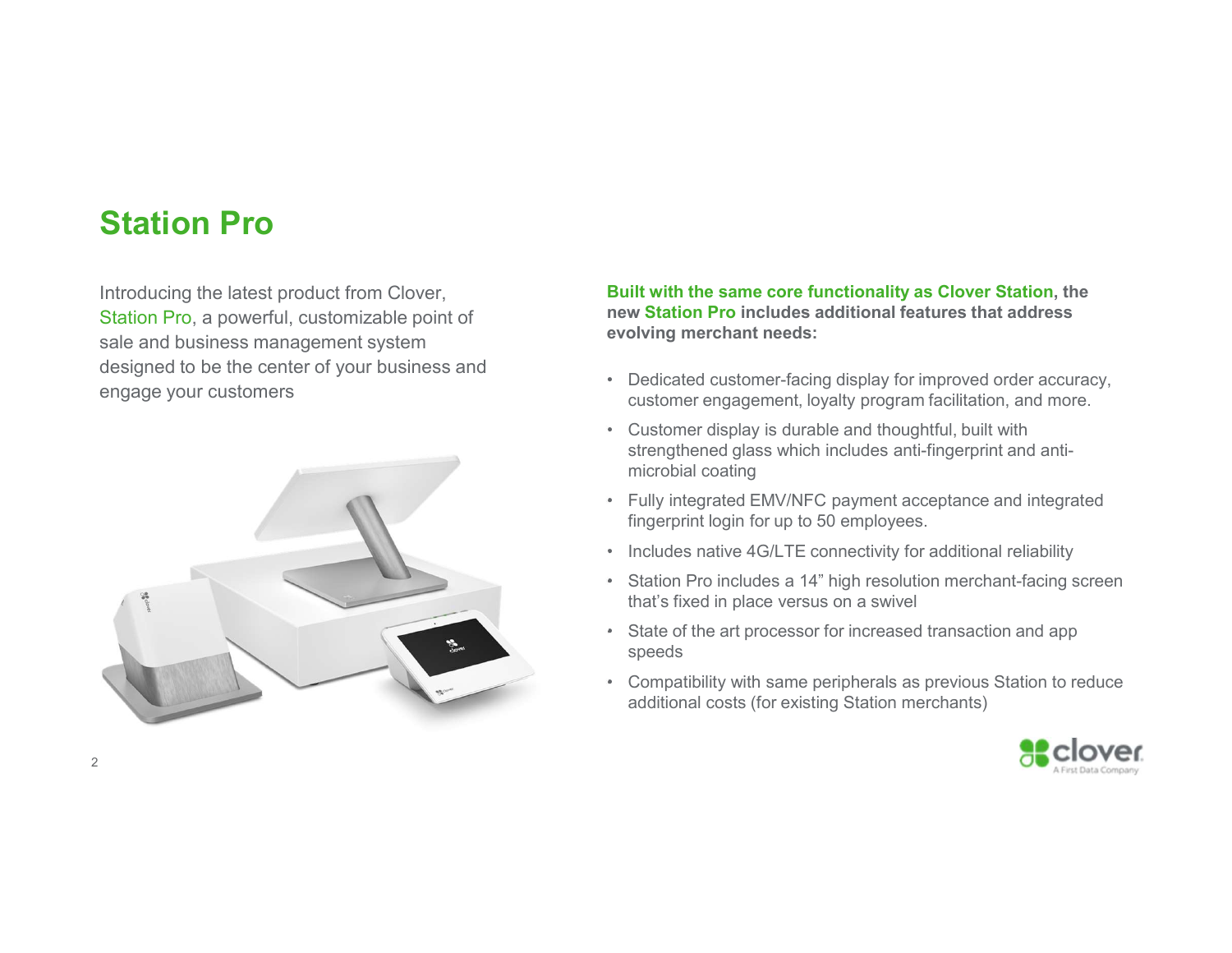# Station Pro

Introducing the latest product from Clover, Station Pro, a powerful, customizable point of sale and business management system designed to be the center of your business and engage your customers

**Built with the same core functionality as Clover Station, the new Station Pro includes additional features that address evolving merchant needs:**

- Dedicated customer-facing display for improved order accuracy, customer engagement, loyalty program facilitation, and more.
- Customer display is durable and thoughtful, built with strengthened glass which includes anti-fingerprint and anti-microbial coating
- Fully integrated EMV/NFC payment acceptance and integrated fingerprint login for up to 50 employees.
- Includes native 4G/LTE connectivity for additional reliability
- Station Pro includes a 14" high resolution merchant-facing screen that's fixed in place versus on a swivel
- State of the art processor for increased transaction and app speeds
- Compatibility with same peripherals as previous Station to reduce additional costs (for existing Station merchants)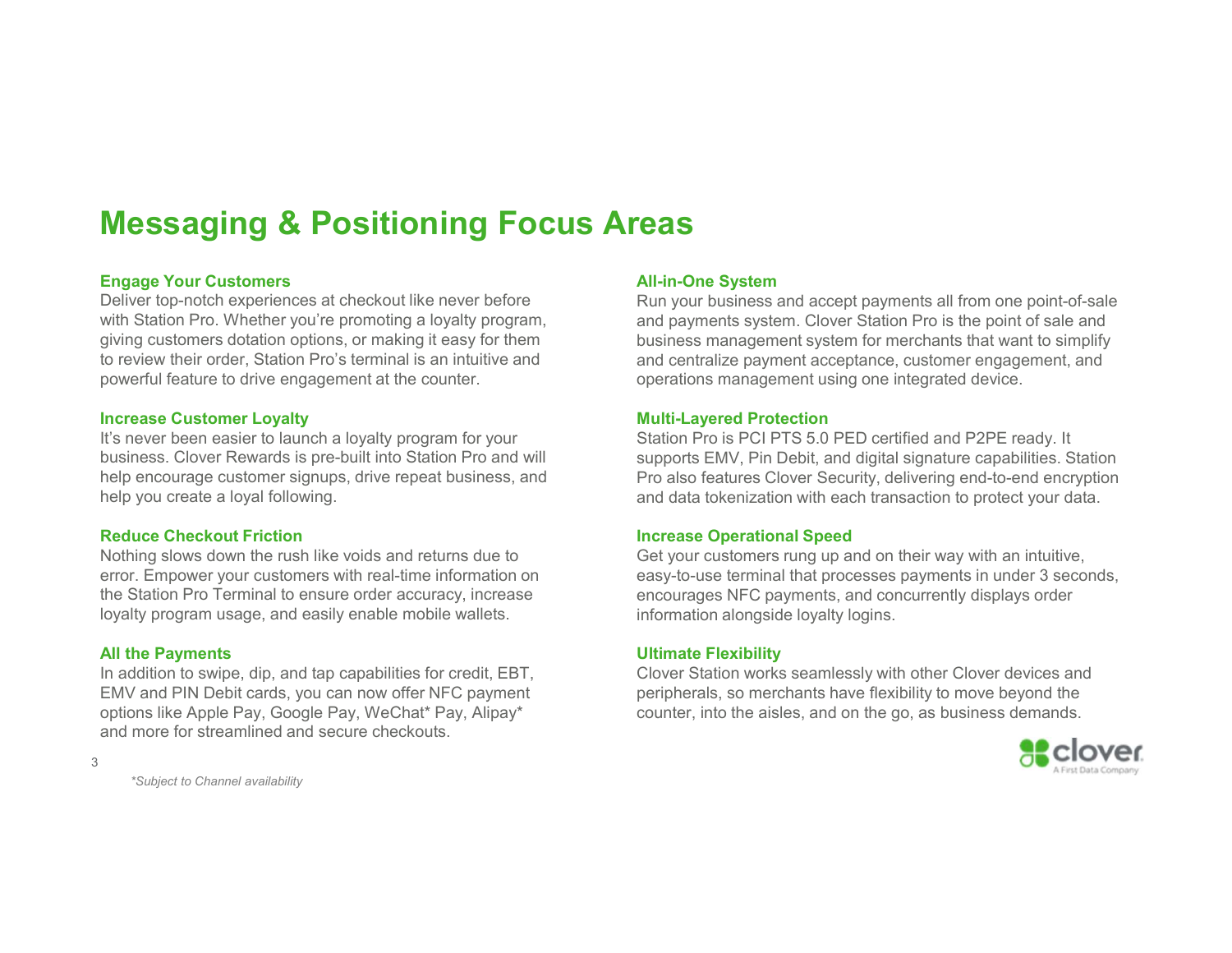# Messaging & Positioning Focus Areas

### Engage Your Customers

Deliver top-notch experiences at checkout like never before with Station Pro. Whether you're promoting a loyalty program, giving customers dotation options, or making it easy for them to review their order, Station Pro's terminal is an intuitive and powerful feature to drive engagement at the counter.

### Increase Customer Loyalty

It's never been easier to launch a loyalty program for your business. Clover Rewards is pre-built into Station Pro and will help encourage customer signups, drive repeat business, and help you create a loyal following.

### Reduce Checkout Friction

Nothing slows down the rush like voids and returns due to error. Empower your customers with real-time information on the Station Pro Terminal to ensure order accuracy, increase loyalty program usage, and easily enable mobile wallets.

### All the Payments

In addition to swipe, dip, and tap capabilities for credit, EBT, EMV and PIN Debit cards, you can now offer NFC payment options like Apple Pay, Google Pay, WeChat* Pay, Alipay* and more for streamlined and secure checkouts.

### All-in-One System

Run your business and accept payments all from one point-of-sale and payments system. Clover Station Pro is the point of sale and business management system for merchants that want to simplify and centralize payment acceptance, customer engagement, and operations management using one integrated device.

### Multi-Layered Protection

Station Pro is PCI PTS 5.0 PED certified and P2PE ready. It supports EMV, Pin Debit, and digital signature capabilities. Station Pro also features Clover Security, delivering end-to-end encryption and data tokenization with each transaction to protect your data.

### Increase Operational Speed

Get your customers rung up and on their way with an intuitive, easy-to-use terminal that processes payments in under 3 seconds, encourages NFC payments, and concurrently displays order information alongside loyalty logins.

### Ultimate Flexibility

Clover Station works seamlessly with other Clover devices and peripherals, so merchants have flexibility to move beyond the counter, into the aisles, and on the go, as business demands.

*\*Subject to Channel availability*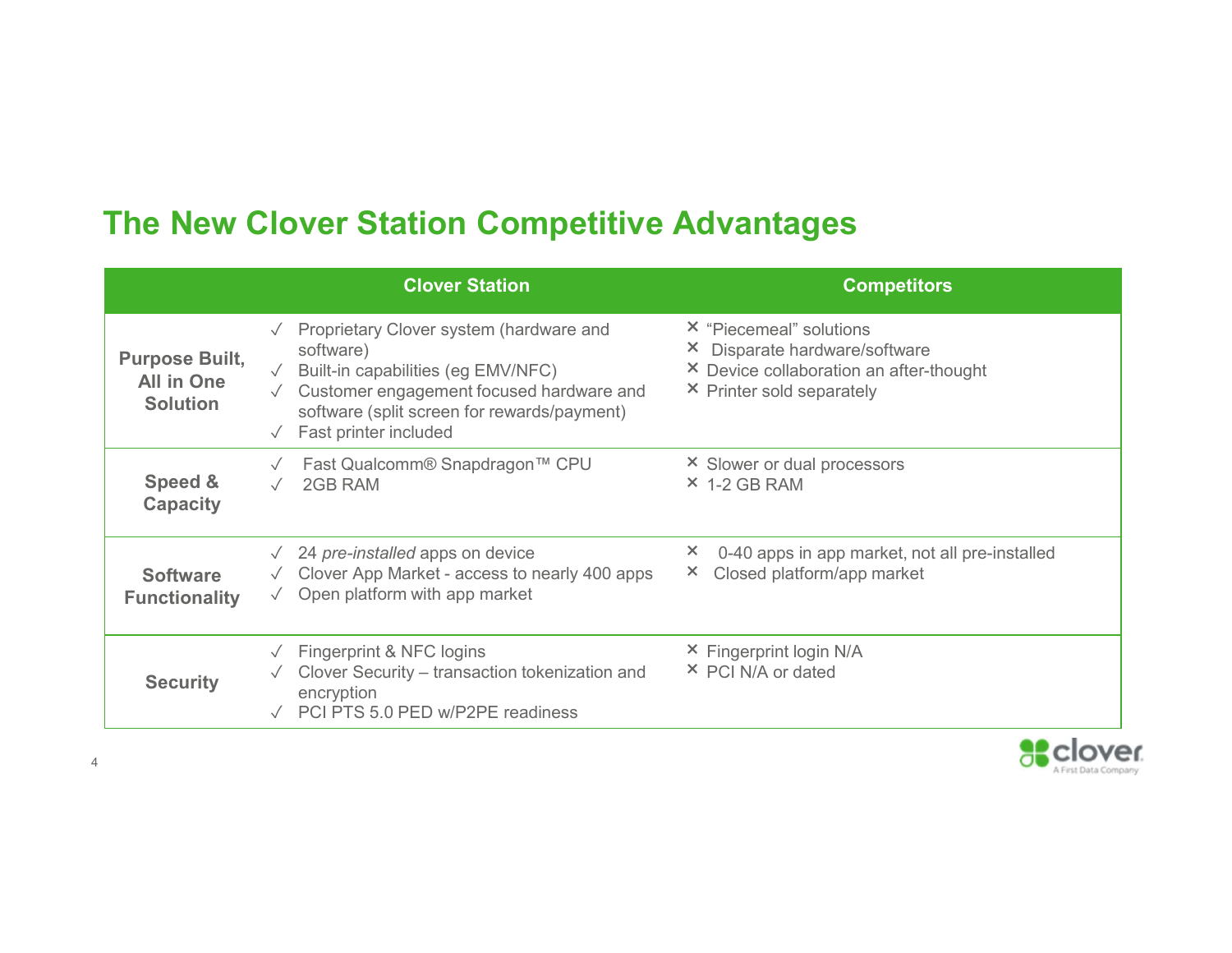# The New Clover Station Competitive Advantages

| | Clover Station | Competitors |
|---|---|---|
| **Purpose Built, All in One Solution** | ✓ Proprietary Clover system (hardware and software)<br>✓ Built-in capabilities (eg EMV/NFC)<br>✓ Customer engagement focused hardware and software (split screen for rewards/payment)<br>✓ Fast printer included | ✕ "Piecemeal" solutions<br>✕ Disparate hardware/software<br>✕ Device collaboration an after-thought<br>✕ Printer sold separately |
| **Speed & Capacity** | ✓ Fast Qualcomm® Snapdragon™ CPU<br>✓ 2GB RAM | ✕ Slower or dual processors<br>✕ 1-2 GB RAM |
| **Software Functionality** | ✓ 24 *pre-installed* apps on device<br>✓ Clover App Market - access to nearly 400 apps<br>✓ Open platform with app market | ✕ 0-40 apps in app market, not all pre-installed<br>✕ Closed platform/app market |
| **Security** | ✓ Fingerprint & NFC logins<br>✓ Clover Security – transaction tokenization and encryption<br>✓ PCI PTS 5.0 PED w/P2PE readiness | ✕ Fingerprint login N/A<br>✕ PCI N/A or dated |

clover
A First Data Company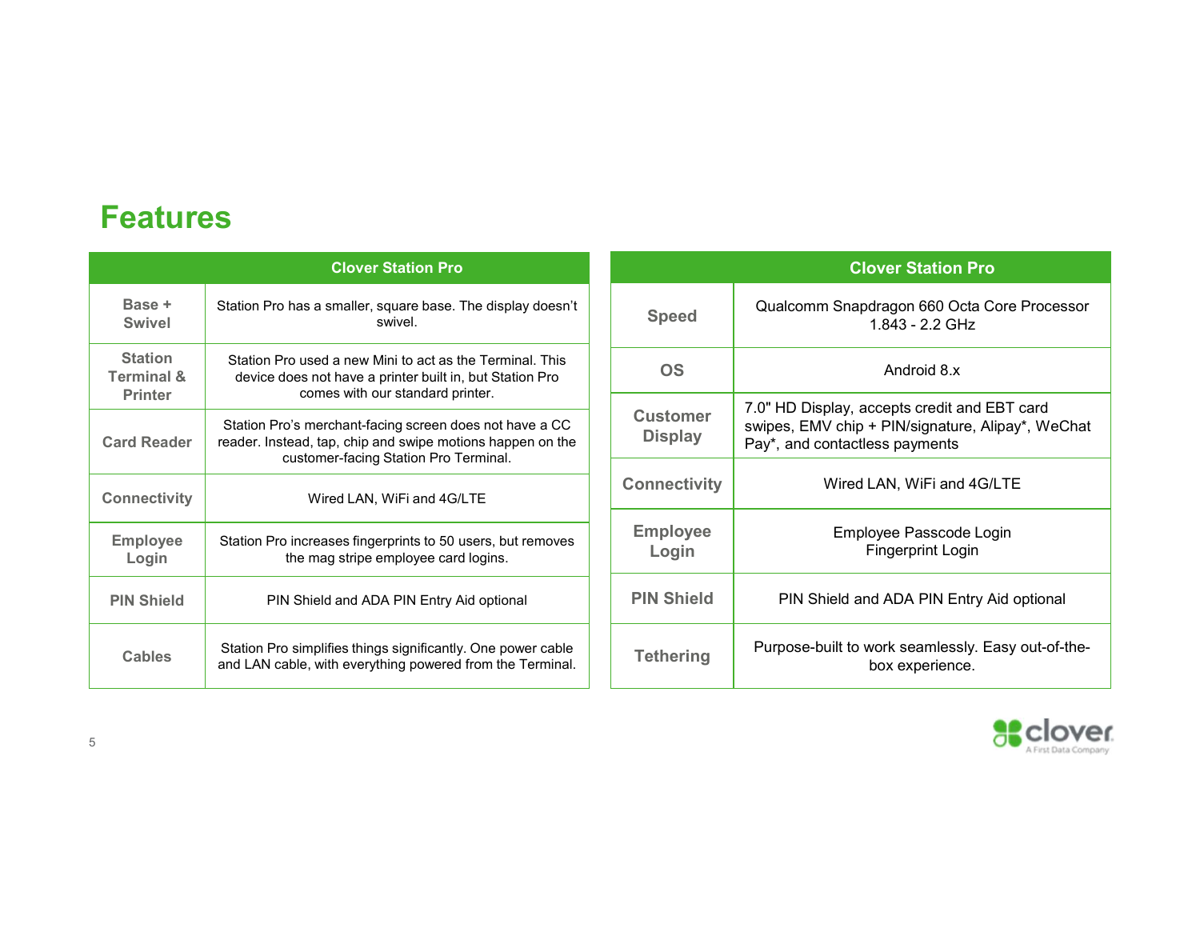# Features

| | Clover Station Pro |
|---|---|
| **Base + Swivel** | Station Pro has a smaller, square base. The display doesn't swivel. |
| **Station Terminal & Printer** | Station Pro used a new Mini to act as the Terminal. This device does not have a printer built in, but Station Pro comes with our standard printer. |
| **Card Reader** | Station Pro's merchant-facing screen does not have a CC reader. Instead, tap, chip and swipe motions happen on the customer-facing Station Pro Terminal. |
| **Connectivity** | Wired LAN, WiFi and 4G/LTE |
| **Employee Login** | Station Pro increases fingerprints to 50 users, but removes the mag stripe employee card logins. |
| **PIN Shield** | PIN Shield and ADA PIN Entry Aid optional |
| **Cables** | Station Pro simplifies things significantly. One power cable and LAN cable, with everything powered from the Terminal. |

| | Clover Station Pro |
|---|---|
| **Speed** | Qualcomm Snapdragon 660 Octa Core Processor 1.843 - 2.2 GHz |
| **OS** | Android 8.x |
| **Customer Display** | 7.0" HD Display, accepts credit and EBT card swipes, EMV chip + PIN/signature, Alipay*, WeChat Pay*, and contactless payments |
| **Connectivity** | Wired LAN, WiFi and 4G/LTE |
| **Employee Login** | Employee Passcode Login<br>Fingerprint Login |
| **PIN Shield** | PIN Shield and ADA PIN Entry Aid optional |
| **Tethering** | Purpose-built to work seamlessly. Easy out-of-the-box experience. |

clover
A First Data Company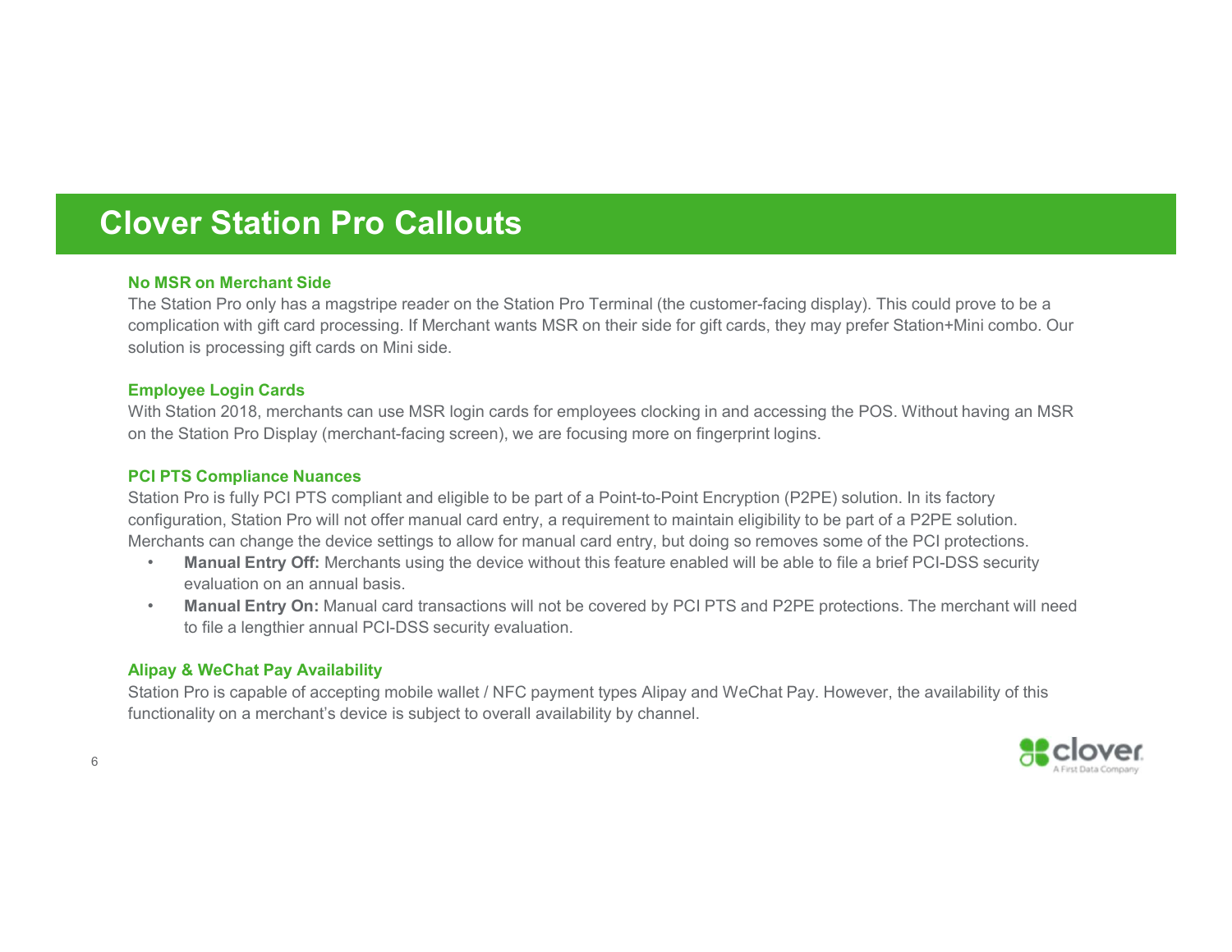# Clover Station Pro Callouts

### No MSR on Merchant Side

The Station Pro only has a magstripe reader on the Station Pro Terminal (the customer-facing display). This could prove to be a complication with gift card processing. If Merchant wants MSR on their side for gift cards, they may prefer Station+Mini combo. Our solution is processing gift cards on Mini side.

### Employee Login Cards

With Station 2018, merchants can use MSR login cards for employees clocking in and accessing the POS. Without having an MSR on the Station Pro Display (merchant-facing screen), we are focusing more on fingerprint logins.

### PCI PTS Compliance Nuances

Station Pro is fully PCI PTS compliant and eligible to be part of a Point-to-Point Encryption (P2PE) solution. In its factory configuration, Station Pro will not offer manual card entry, a requirement to maintain eligibility to be part of a P2PE solution. Merchants can change the device settings to allow for manual card entry, but doing so removes some of the PCI protections.

- **Manual Entry Off:** Merchants using the device without this feature enabled will be able to file a brief PCI-DSS security evaluation on an annual basis.
- **Manual Entry On:** Manual card transactions will not be covered by PCI PTS and P2PE protections. The merchant will need to file a lengthier annual PCI-DSS security evaluation.

### Alipay & WeChat Pay Availability

Station Pro is capable of accepting mobile wallet / NFC payment types Alipay and WeChat Pay. However, the availability of this functionality on a merchant's device is subject to overall availability by channel.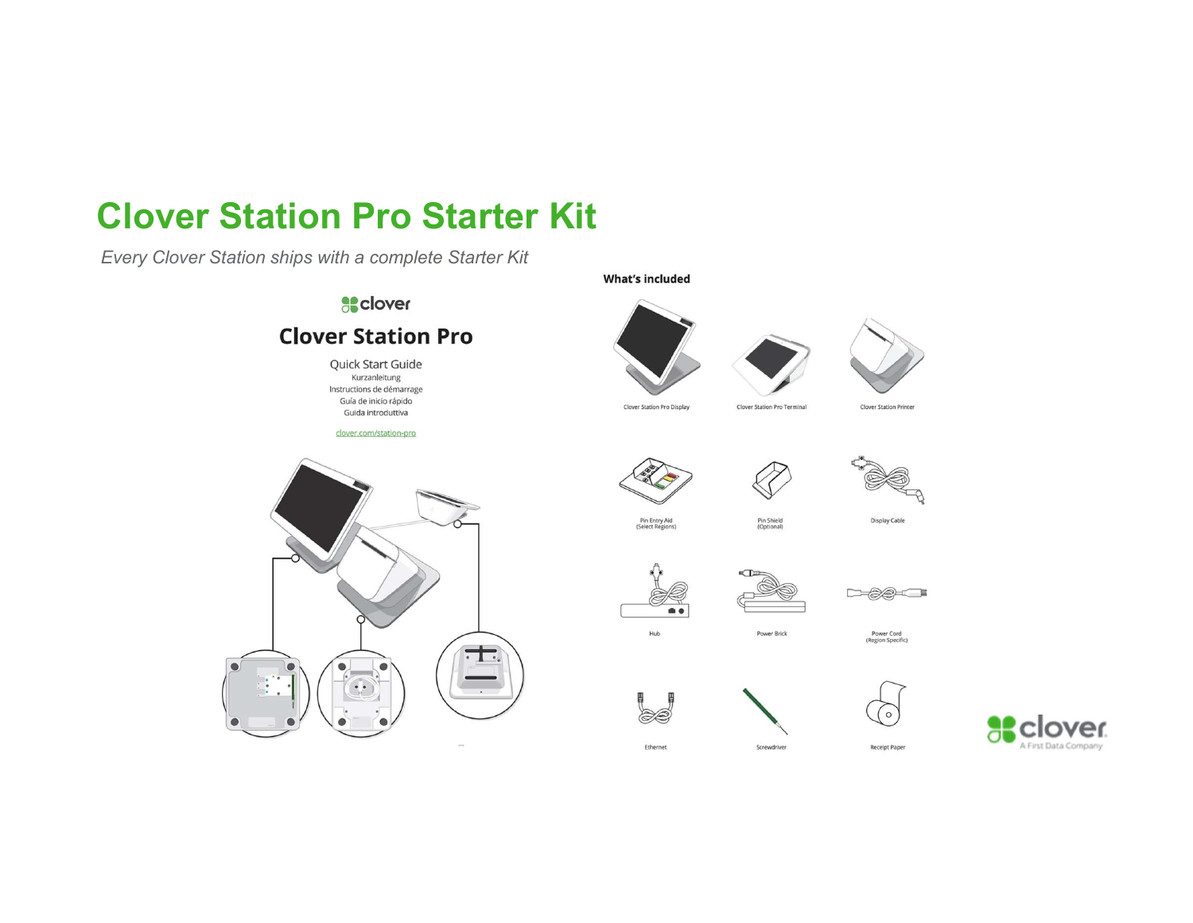# Clover Station Pro Starter Kit

*Every Clover Station ships with a complete Starter Kit*

clover

## Clover Station Pro

Quick Start Guide
Kurzanleitung
Instructions de démarrage
Guía de inicio rápido
Guida introduttiva

clover.com/station-pro

**What's included**

- Clover Station Pro Display
- Clover Station Pro Terminal
- Clover Station Printer
- Pin Entry Aid (Select Regions)
- Pin Shield (Optional)
- Display Cable
- Hub
- Power Brick
- Power Cord (Region Specific)
- Ethernet
- Screwdriver
- Receipt Paper

clover
A First Data Company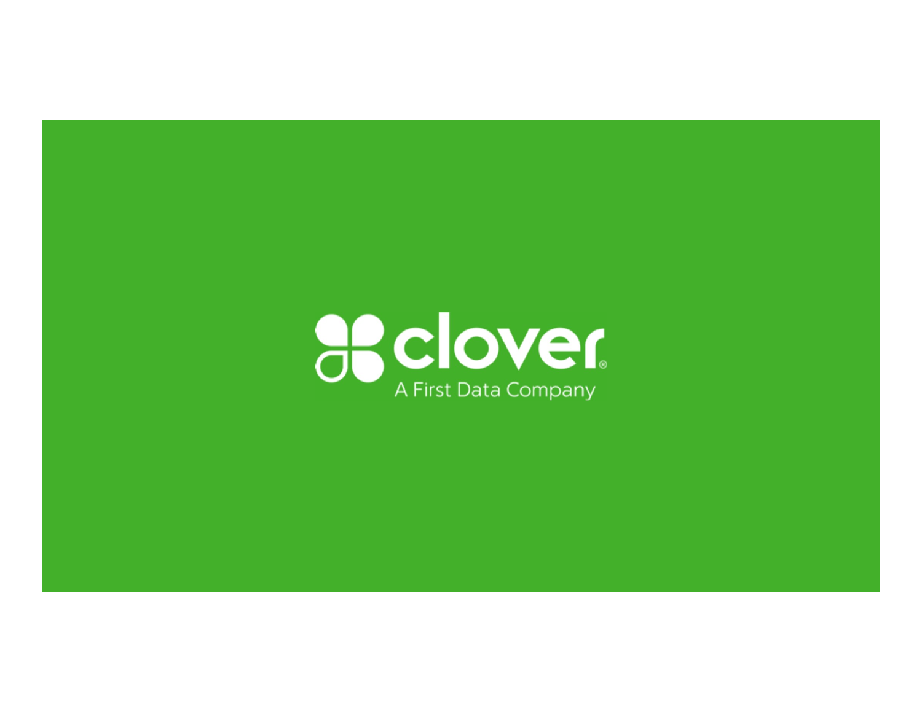clover®

A First Data Company